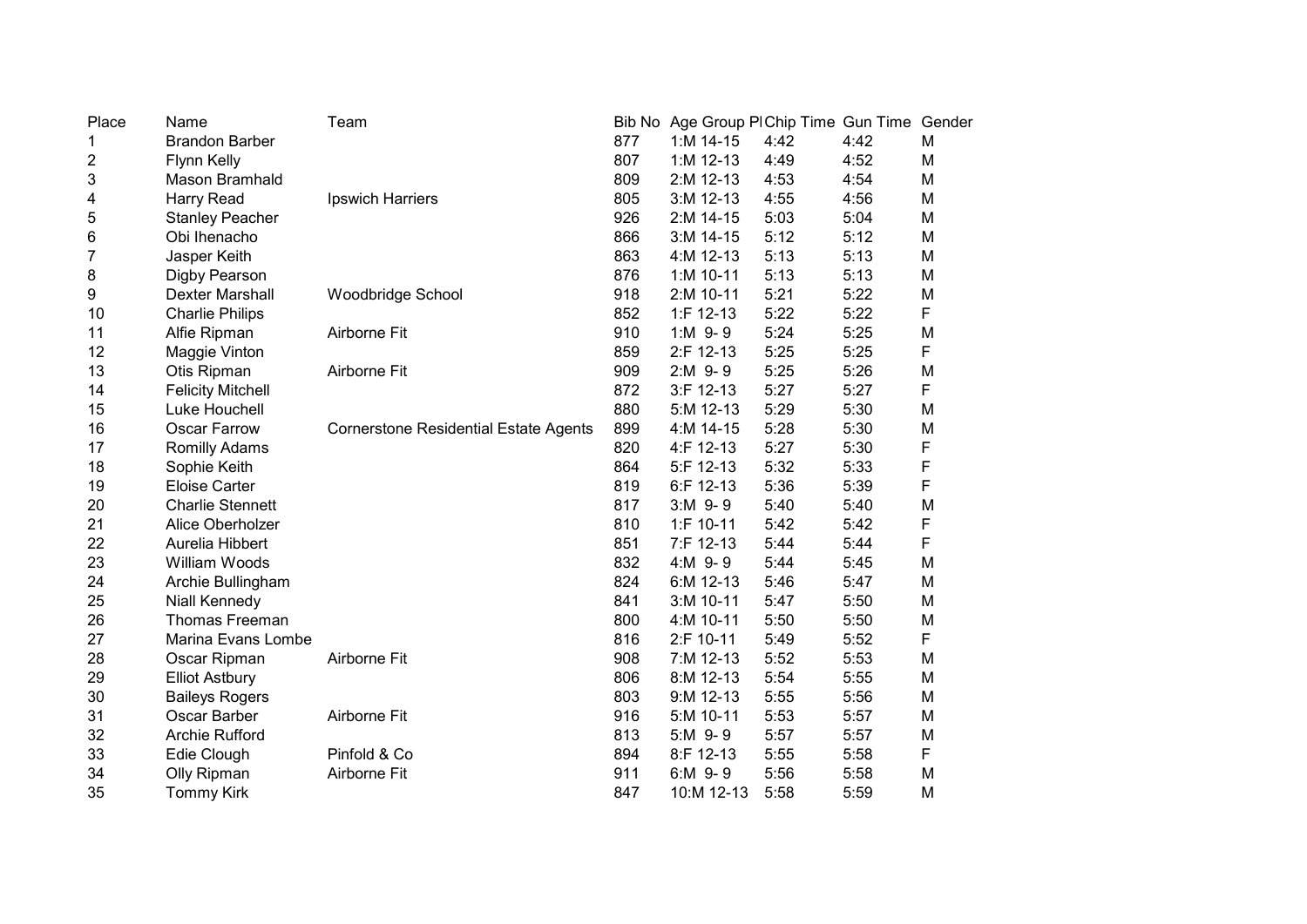| Place | Name | Team | Bib No | Age Group Pl | Chip Time | Gun Time | Gender |
|---|---|---|---|---|---|---|---|
| 1 | Brandon Barber | | 877 | 1:M 14-15 | 4:42 | 4:42 | M |
| 2 | Flynn Kelly | | 807 | 1:M 12-13 | 4:49 | 4:52 | M |
| 3 | Mason Bramhald | | 809 | 2:M 12-13 | 4:53 | 4:54 | M |
| 4 | Harry Read | Ipswich Harriers | 805 | 3:M 12-13 | 4:55 | 4:56 | M |
| 5 | Stanley Peacher | | 926 | 2:M 14-15 | 5:03 | 5:04 | M |
| 6 | Obi Ihenacho | | 866 | 3:M 14-15 | 5:12 | 5:12 | M |
| 7 | Jasper Keith | | 863 | 4:M 12-13 | 5:13 | 5:13 | M |
| 8 | Digby Pearson | | 876 | 1:M 10-11 | 5:13 | 5:13 | M |
| 9 | Dexter Marshall | Woodbridge School | 918 | 2:M 10-11 | 5:21 | 5:22 | M |
| 10 | Charlie Philips | | 852 | 1:F 12-13 | 5:22 | 5:22 | F |
| 11 | Alfie Ripman | Airborne Fit | 910 | 1:M 9-9 | 5:24 | 5:25 | M |
| 12 | Maggie Vinton | | 859 | 2:F 12-13 | 5:25 | 5:25 | F |
| 13 | Otis Ripman | Airborne Fit | 909 | 2:M 9-9 | 5:25 | 5:26 | M |
| 14 | Felicity Mitchell | | 872 | 3:F 12-13 | 5:27 | 5:27 | F |
| 15 | Luke Houchell | | 880 | 5:M 12-13 | 5:29 | 5:30 | M |
| 16 | Oscar Farrow | Cornerstone Residential Estate Agents | 899 | 4:M 14-15 | 5:28 | 5:30 | M |
| 17 | Romilly Adams | | 820 | 4:F 12-13 | 5:27 | 5:30 | F |
| 18 | Sophie Keith | | 864 | 5:F 12-13 | 5:32 | 5:33 | F |
| 19 | Eloise Carter | | 819 | 6:F 12-13 | 5:36 | 5:39 | F |
| 20 | Charlie Stennett | | 817 | 3:M 9-9 | 5:40 | 5:40 | M |
| 21 | Alice Oberholzer | | 810 | 1:F 10-11 | 5:42 | 5:42 | F |
| 22 | Aurelia Hibbert | | 851 | 7:F 12-13 | 5:44 | 5:44 | F |
| 23 | William Woods | | 832 | 4:M 9-9 | 5:44 | 5:45 | M |
| 24 | Archie Bullingham | | 824 | 6:M 12-13 | 5:46 | 5:47 | M |
| 25 | Niall Kennedy | | 841 | 3:M 10-11 | 5:47 | 5:50 | M |
| 26 | Thomas Freeman | | 800 | 4:M 10-11 | 5:50 | 5:50 | M |
| 27 | Marina Evans Lombe | | 816 | 2:F 10-11 | 5:49 | 5:52 | F |
| 28 | Oscar Ripman | Airborne Fit | 908 | 7:M 12-13 | 5:52 | 5:53 | M |
| 29 | Elliot Astbury | | 806 | 8:M 12-13 | 5:54 | 5:55 | M |
| 30 | Baileys Rogers | | 803 | 9:M 12-13 | 5:55 | 5:56 | M |
| 31 | Oscar Barber | Airborne Fit | 916 | 5:M 10-11 | 5:53 | 5:57 | M |
| 32 | Archie Rufford | | 813 | 5:M 9-9 | 5:57 | 5:57 | M |
| 33 | Edie Clough | Pinfold & Co | 894 | 8:F 12-13 | 5:55 | 5:58 | F |
| 34 | Olly Ripman | Airborne Fit | 911 | 6:M 9-9 | 5:56 | 5:58 | M |
| 35 | Tommy Kirk | | 847 | 10:M 12-13 | 5:58 | 5:59 | M |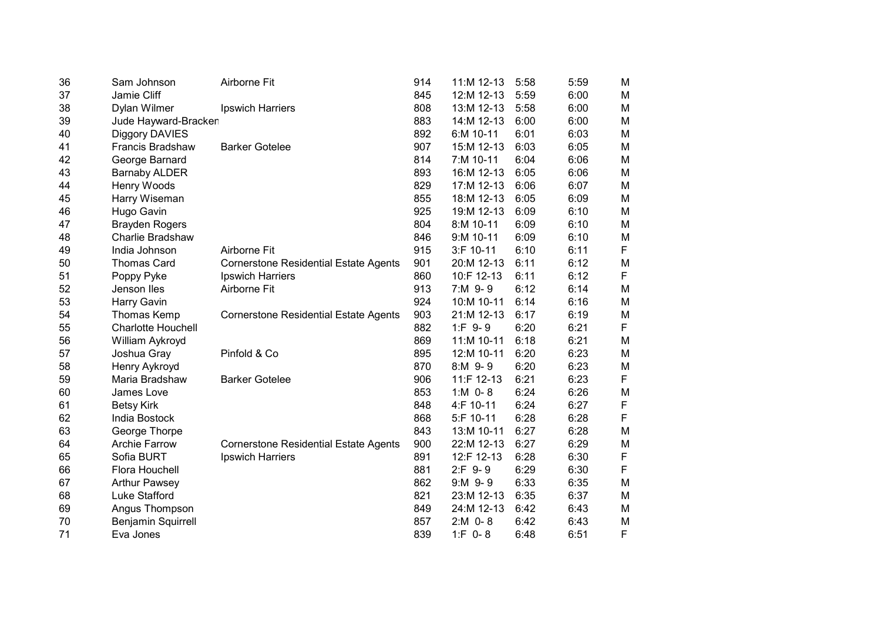| | | | | | | | |
|---|---|---|---|---|---|---|---|
| 36 | Sam Johnson | Airborne Fit | 914 | 11:M 12-13 | 5:58 | 5:59 | M |
| 37 | Jamie Cliff | | 845 | 12:M 12-13 | 5:59 | 6:00 | M |
| 38 | Dylan Wilmer | Ipswich Harriers | 808 | 13:M 12-13 | 5:58 | 6:00 | M |
| 39 | Jude Hayward-Bracken | | 883 | 14:M 12-13 | 6:00 | 6:00 | M |
| 40 | Diggory DAVIES | | 892 | 6:M 10-11 | 6:01 | 6:03 | M |
| 41 | Francis Bradshaw | Barker Gotelee | 907 | 15:M 12-13 | 6:03 | 6:05 | M |
| 42 | George Barnard | | 814 | 7:M 10-11 | 6:04 | 6:06 | M |
| 43 | Barnaby ALDER | | 893 | 16:M 12-13 | 6:05 | 6:06 | M |
| 44 | Henry Woods | | 829 | 17:M 12-13 | 6:06 | 6:07 | M |
| 45 | Harry Wiseman | | 855 | 18:M 12-13 | 6:05 | 6:09 | M |
| 46 | Hugo Gavin | | 925 | 19:M 12-13 | 6:09 | 6:10 | M |
| 47 | Brayden Rogers | | 804 | 8:M 10-11 | 6:09 | 6:10 | M |
| 48 | Charlie Bradshaw | | 846 | 9:M 10-11 | 6:09 | 6:10 | M |
| 49 | India Johnson | Airborne Fit | 915 | 3:F 10-11 | 6:10 | 6:11 | F |
| 50 | Thomas Card | Cornerstone Residential Estate Agents | 901 | 20:M 12-13 | 6:11 | 6:12 | M |
| 51 | Poppy Pyke | Ipswich Harriers | 860 | 10:F 12-13 | 6:11 | 6:12 | F |
| 52 | Jenson Iles | Airborne Fit | 913 | 7:M 9- 9 | 6:12 | 6:14 | M |
| 53 | Harry Gavin | | 924 | 10:M 10-11 | 6:14 | 6:16 | M |
| 54 | Thomas Kemp | Cornerstone Residential Estate Agents | 903 | 21:M 12-13 | 6:17 | 6:19 | M |
| 55 | Charlotte Houchell | | 882 | 1:F 9- 9 | 6:20 | 6:21 | F |
| 56 | William Aykroyd | | 869 | 11:M 10-11 | 6:18 | 6:21 | M |
| 57 | Joshua Gray | Pinfold & Co | 895 | 12:M 10-11 | 6:20 | 6:23 | M |
| 58 | Henry Aykroyd | | 870 | 8:M 9- 9 | 6:20 | 6:23 | M |
| 59 | Maria Bradshaw | Barker Gotelee | 906 | 11:F 12-13 | 6:21 | 6:23 | F |
| 60 | James Love | | 853 | 1:M 0- 8 | 6:24 | 6:26 | M |
| 61 | Betsy Kirk | | 848 | 4:F 10-11 | 6:24 | 6:27 | F |
| 62 | India Bostock | | 868 | 5:F 10-11 | 6:28 | 6:28 | F |
| 63 | George Thorpe | | 843 | 13:M 10-11 | 6:27 | 6:28 | M |
| 64 | Archie Farrow | Cornerstone Residential Estate Agents | 900 | 22:M 12-13 | 6:27 | 6:29 | M |
| 65 | Sofia BURT | Ipswich Harriers | 891 | 12:F 12-13 | 6:28 | 6:30 | F |
| 66 | Flora Houchell | | 881 | 2:F 9- 9 | 6:29 | 6:30 | F |
| 67 | Arthur Pawsey | | 862 | 9:M 9- 9 | 6:33 | 6:35 | M |
| 68 | Luke Stafford | | 821 | 23:M 12-13 | 6:35 | 6:37 | M |
| 69 | Angus Thompson | | 849 | 24:M 12-13 | 6:42 | 6:43 | M |
| 70 | Benjamin Squirrell | | 857 | 2:M 0- 8 | 6:42 | 6:43 | M |
| 71 | Eva Jones | | 839 | 1:F 0- 8 | 6:48 | 6:51 | F |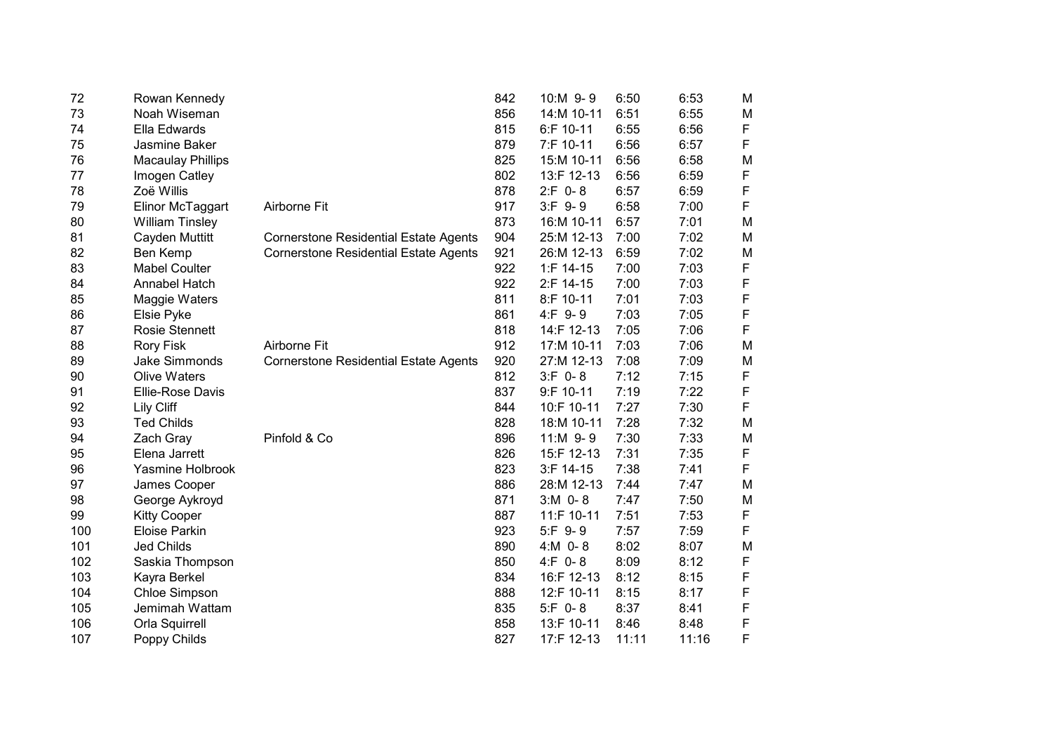| | | | | | | | |
|---|---|---|---|---|---|---|---|
| 72 | Rowan Kennedy | | 842 | 10:M 9- 9 | 6:50 | 6:53 | M |
| 73 | Noah Wiseman | | 856 | 14:M 10-11 | 6:51 | 6:55 | M |
| 74 | Ella Edwards | | 815 | 6:F 10-11 | 6:55 | 6:56 | F |
| 75 | Jasmine Baker | | 879 | 7:F 10-11 | 6:56 | 6:57 | F |
| 76 | Macaulay Phillips | | 825 | 15:M 10-11 | 6:56 | 6:58 | M |
| 77 | Imogen Catley | | 802 | 13:F 12-13 | 6:56 | 6:59 | F |
| 78 | Zoë Willis | | 878 | 2:F 0- 8 | 6:57 | 6:59 | F |
| 79 | Elinor McTaggart | Airborne Fit | 917 | 3:F 9- 9 | 6:58 | 7:00 | F |
| 80 | William Tinsley | | 873 | 16:M 10-11 | 6:57 | 7:01 | M |
| 81 | Cayden Muttitt | Cornerstone Residential Estate Agents | 904 | 25:M 12-13 | 7:00 | 7:02 | M |
| 82 | Ben Kemp | Cornerstone Residential Estate Agents | 921 | 26:M 12-13 | 6:59 | 7:02 | M |
| 83 | Mabel Coulter | | 922 | 1:F 14-15 | 7:00 | 7:03 | F |
| 84 | Annabel Hatch | | 922 | 2:F 14-15 | 7:00 | 7:03 | F |
| 85 | Maggie Waters | | 811 | 8:F 10-11 | 7:01 | 7:03 | F |
| 86 | Elsie Pyke | | 861 | 4:F 9- 9 | 7:03 | 7:05 | F |
| 87 | Rosie Stennett | | 818 | 14:F 12-13 | 7:05 | 7:06 | F |
| 88 | Rory Fisk | Airborne Fit | 912 | 17:M 10-11 | 7:03 | 7:06 | M |
| 89 | Jake Simmonds | Cornerstone Residential Estate Agents | 920 | 27:M 12-13 | 7:08 | 7:09 | M |
| 90 | Olive Waters | | 812 | 3:F 0- 8 | 7:12 | 7:15 | F |
| 91 | Ellie-Rose Davis | | 837 | 9:F 10-11 | 7:19 | 7:22 | F |
| 92 | Lily Cliff | | 844 | 10:F 10-11 | 7:27 | 7:30 | F |
| 93 | Ted Childs | | 828 | 18:M 10-11 | 7:28 | 7:32 | M |
| 94 | Zach Gray | Pinfold & Co | 896 | 11:M 9- 9 | 7:30 | 7:33 | M |
| 95 | Elena Jarrett | | 826 | 15:F 12-13 | 7:31 | 7:35 | F |
| 96 | Yasmine Holbrook | | 823 | 3:F 14-15 | 7:38 | 7:41 | F |
| 97 | James Cooper | | 886 | 28:M 12-13 | 7:44 | 7:47 | M |
| 98 | George Aykroyd | | 871 | 3:M 0- 8 | 7:47 | 7:50 | M |
| 99 | Kitty Cooper | | 887 | 11:F 10-11 | 7:51 | 7:53 | F |
| 100 | Eloise Parkin | | 923 | 5:F 9- 9 | 7:57 | 7:59 | F |
| 101 | Jed Childs | | 890 | 4:M 0- 8 | 8:02 | 8:07 | M |
| 102 | Saskia Thompson | | 850 | 4:F 0- 8 | 8:09 | 8:12 | F |
| 103 | Kayra Berkel | | 834 | 16:F 12-13 | 8:12 | 8:15 | F |
| 104 | Chloe Simpson | | 888 | 12:F 10-11 | 8:15 | 8:17 | F |
| 105 | Jemimah Wattam | | 835 | 5:F 0- 8 | 8:37 | 8:41 | F |
| 106 | Orla Squirrell | | 858 | 13:F 10-11 | 8:46 | 8:48 | F |
| 107 | Poppy Childs | | 827 | 17:F 12-13 | 11:11 | 11:16 | F |